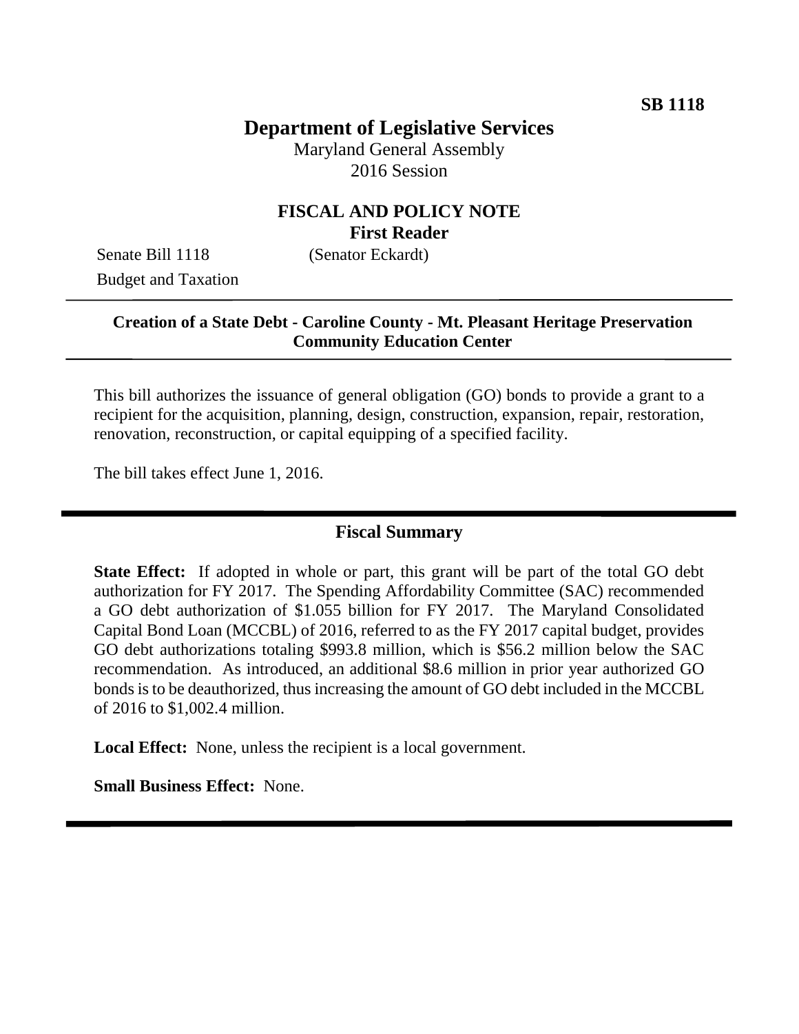SB 1118

# Department of Legislative Services

Maryland General Assembly
2016 Session

## FISCAL AND POLICY NOTE
**First Reader**

Senate Bill 1118 (Senator Eckardt)
Budget and Taxation

---

**Creation of a State Debt - Caroline County - Mt. Pleasant Heritage Preservation Community Education Center**

---

This bill authorizes the issuance of general obligation (GO) bonds to provide a grant to a recipient for the acquisition, planning, design, construction, expansion, repair, restoration, renovation, reconstruction, or capital equipping of a specified facility.

The bill takes effect June 1, 2016.

---

## Fiscal Summary

**State Effect:** If adopted in whole or part, this grant will be part of the total GO debt authorization for FY 2017. The Spending Affordability Committee (SAC) recommended a GO debt authorization of $1.055 billion for FY 2017. The Maryland Consolidated Capital Bond Loan (MCCBL) of 2016, referred to as the FY 2017 capital budget, provides GO debt authorizations totaling $993.8 million, which is $56.2 million below the SAC recommendation. As introduced, an additional $8.6 million in prior year authorized GO bonds is to be deauthorized, thus increasing the amount of GO debt included in the MCCBL of 2016 to $1,002.4 million.

**Local Effect:** None, unless the recipient is a local government.

**Small Business Effect:** None.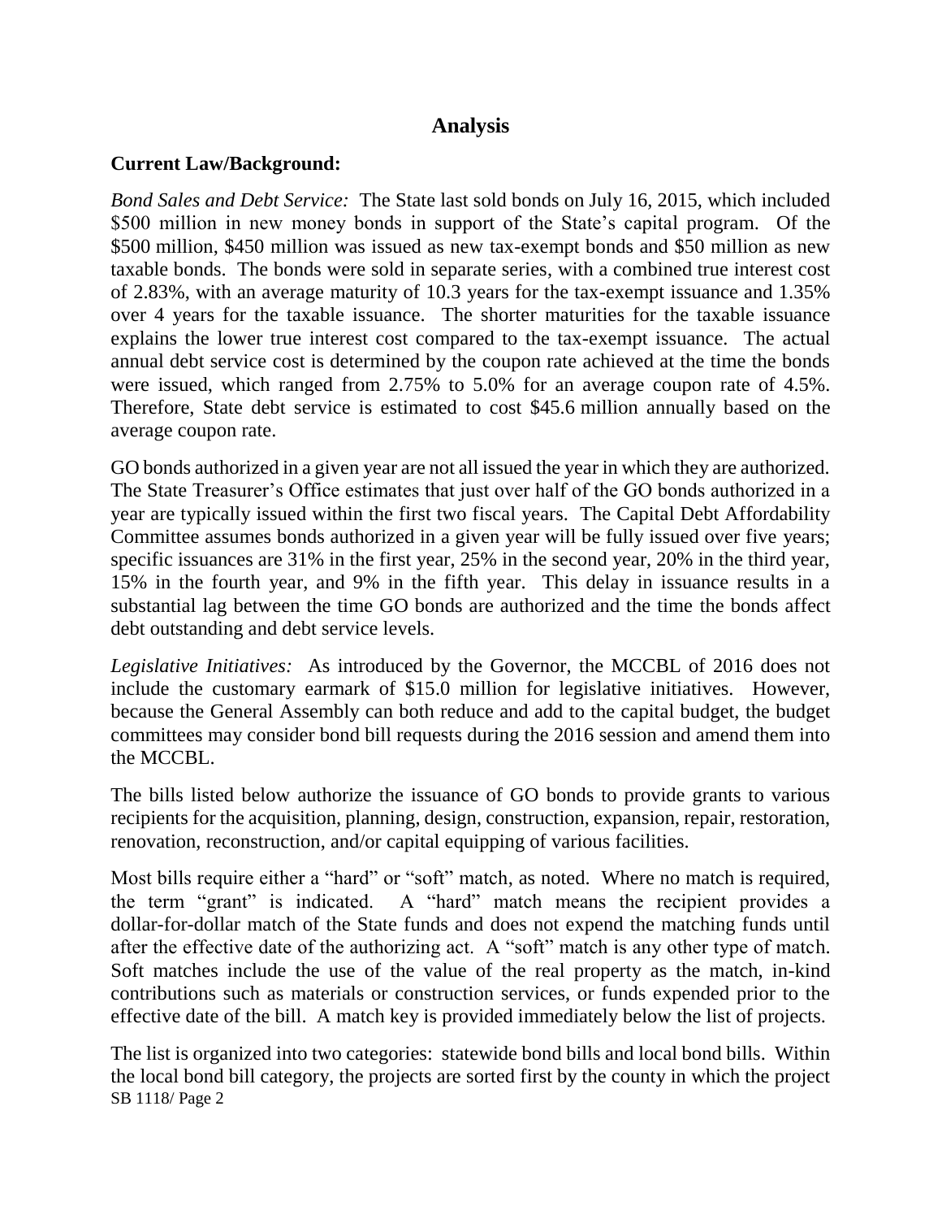## Analysis

### Current Law/Background:

*Bond Sales and Debt Service:* The State last sold bonds on July 16, 2015, which included $500 million in new money bonds in support of the State's capital program. Of the $500 million, $450 million was issued as new tax-exempt bonds and $50 million as new taxable bonds. The bonds were sold in separate series, with a combined true interest cost of 2.83%, with an average maturity of 10.3 years for the tax-exempt issuance and 1.35% over 4 years for the taxable issuance. The shorter maturities for the taxable issuance explains the lower true interest cost compared to the tax-exempt issuance. The actual annual debt service cost is determined by the coupon rate achieved at the time the bonds were issued, which ranged from 2.75% to 5.0% for an average coupon rate of 4.5%. Therefore, State debt service is estimated to cost $45.6 million annually based on the average coupon rate.

GO bonds authorized in a given year are not all issued the year in which they are authorized. The State Treasurer's Office estimates that just over half of the GO bonds authorized in a year are typically issued within the first two fiscal years. The Capital Debt Affordability Committee assumes bonds authorized in a given year will be fully issued over five years; specific issuances are 31% in the first year, 25% in the second year, 20% in the third year, 15% in the fourth year, and 9% in the fifth year. This delay in issuance results in a substantial lag between the time GO bonds are authorized and the time the bonds affect debt outstanding and debt service levels.

*Legislative Initiatives:* As introduced by the Governor, the MCCBL of 2016 does not include the customary earmark of $15.0 million for legislative initiatives. However, because the General Assembly can both reduce and add to the capital budget, the budget committees may consider bond bill requests during the 2016 session and amend them into the MCCBL.

The bills listed below authorize the issuance of GO bonds to provide grants to various recipients for the acquisition, planning, design, construction, expansion, repair, restoration, renovation, reconstruction, and/or capital equipping of various facilities.

Most bills require either a "hard" or "soft" match, as noted. Where no match is required, the term "grant" is indicated. A "hard" match means the recipient provides a dollar-for-dollar match of the State funds and does not expend the matching funds until after the effective date of the authorizing act. A "soft" match is any other type of match. Soft matches include the use of the value of the real property as the match, in-kind contributions such as materials or construction services, or funds expended prior to the effective date of the bill. A match key is provided immediately below the list of projects.

The list is organized into two categories: statewide bond bills and local bond bills. Within the local bond bill category, the projects are sorted first by the county in which the project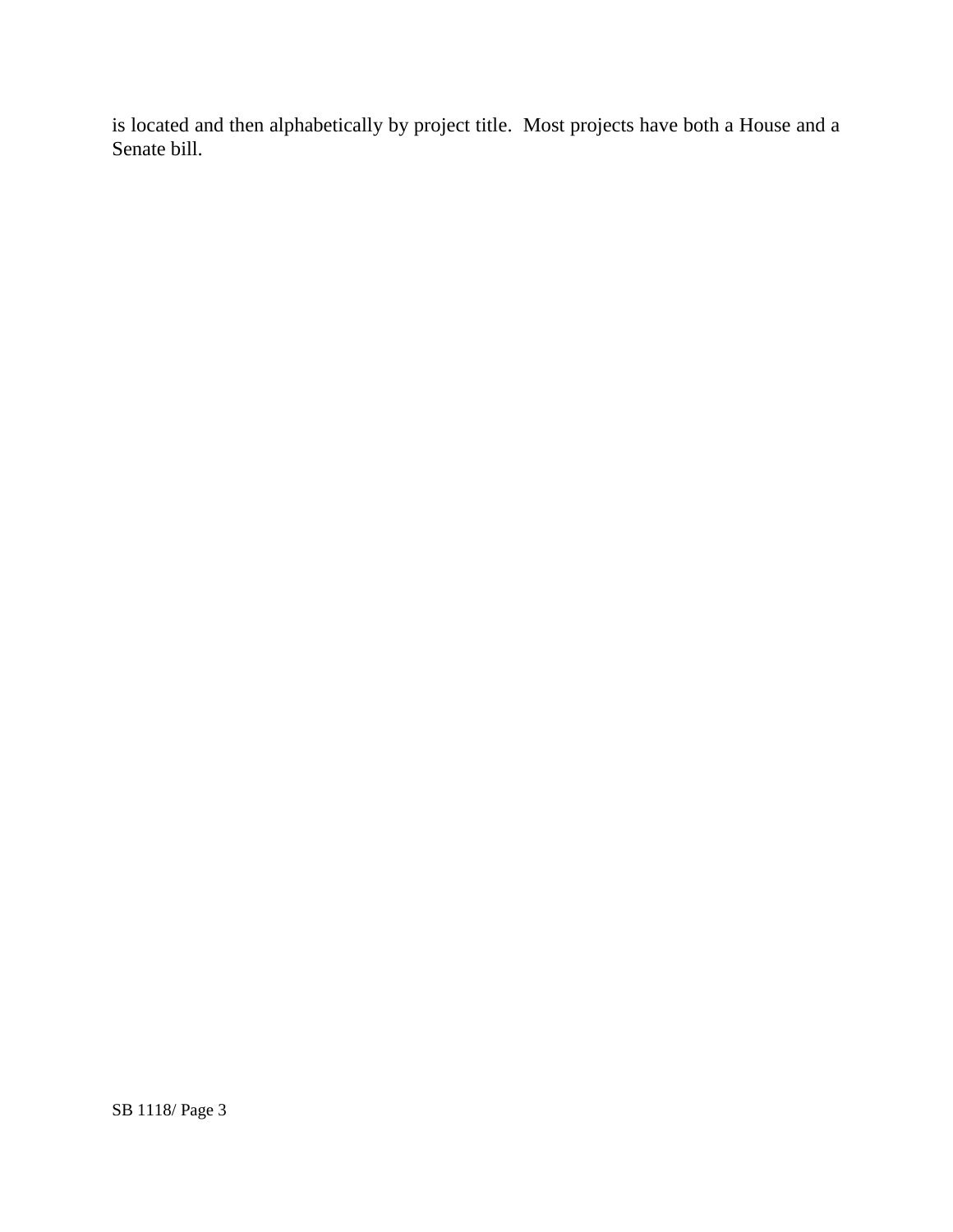is located and then alphabetically by project title. Most projects have both a House and a Senate bill.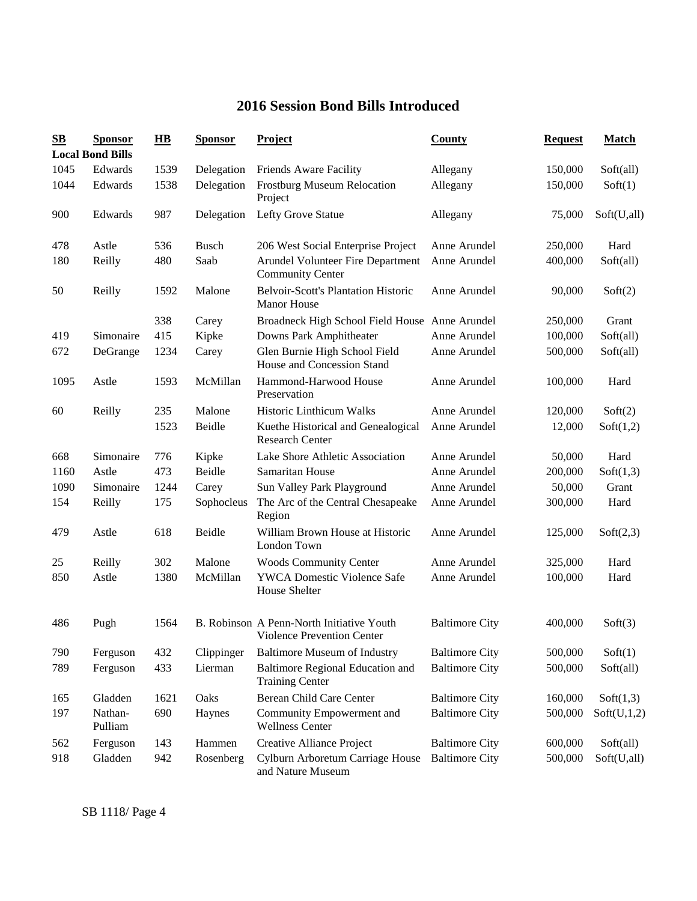# 2016 Session Bond Bills Introduced

| SB | Sponsor | HB | Sponsor | Project | County | Request | Match |
|---|---|---|---|---|---|---|---|
| **Local Bond Bills** | | | | | | | |
| 1045 | Edwards | 1539 | Delegation | Friends Aware Facility | Allegany | 150,000 | Soft(all) |
| 1044 | Edwards | 1538 | Delegation | Frostburg Museum Relocation Project | Allegany | 150,000 | Soft(1) |
| 900 | Edwards | 987 | Delegation | Lefty Grove Statue | Allegany | 75,000 | Soft(U,all) |
| 478 | Astle | 536 | Busch | 206 West Social Enterprise Project | Anne Arundel | 250,000 | Hard |
| 180 | Reilly | 480 | Saab | Arundel Volunteer Fire Department Community Center | Anne Arundel | 400,000 | Soft(all) |
| 50 | Reilly | 1592 | Malone | Belvoir-Scott's Plantation Historic Manor House | Anne Arundel | 90,000 | Soft(2) |
| | | 338 | Carey | Broadneck High School Field House | Anne Arundel | 250,000 | Grant |
| 419 | Simonaire | 415 | Kipke | Downs Park Amphitheater | Anne Arundel | 100,000 | Soft(all) |
| 672 | DeGrange | 1234 | Carey | Glen Burnie High School Field House and Concession Stand | Anne Arundel | 500,000 | Soft(all) |
| 1095 | Astle | 1593 | McMillan | Hammond-Harwood House Preservation | Anne Arundel | 100,000 | Hard |
| 60 | Reilly | 235 | Malone | Historic Linthicum Walks | Anne Arundel | 120,000 | Soft(2) |
| | | 1523 | Beidle | Kuethe Historical and Genealogical Research Center | Anne Arundel | 12,000 | Soft(1,2) |
| 668 | Simonaire | 776 | Kipke | Lake Shore Athletic Association | Anne Arundel | 50,000 | Hard |
| 1160 | Astle | 473 | Beidle | Samaritan House | Anne Arundel | 200,000 | Soft(1,3) |
| 1090 | Simonaire | 1244 | Carey | Sun Valley Park Playground | Anne Arundel | 50,000 | Grant |
| 154 | Reilly | 175 | Sophocleus | The Arc of the Central Chesapeake Region | Anne Arundel | 300,000 | Hard |
| 479 | Astle | 618 | Beidle | William Brown House at Historic London Town | Anne Arundel | 125,000 | Soft(2,3) |
| 25 | Reilly | 302 | Malone | Woods Community Center | Anne Arundel | 325,000 | Hard |
| 850 | Astle | 1380 | McMillan | YWCA Domestic Violence Safe House Shelter | Anne Arundel | 100,000 | Hard |
| 486 | Pugh | 1564 | B. Robinson | A Penn-North Initiative Youth Violence Prevention Center | Baltimore City | 400,000 | Soft(3) |
| 790 | Ferguson | 432 | Clippinger | Baltimore Museum of Industry | Baltimore City | 500,000 | Soft(1) |
| 789 | Ferguson | 433 | Lierman | Baltimore Regional Education and Training Center | Baltimore City | 500,000 | Soft(all) |
| 165 | Gladden | 1621 | Oaks | Berean Child Care Center | Baltimore City | 160,000 | Soft(1,3) |
| 197 | Nathan-Pulliam | 690 | Haynes | Community Empowerment and Wellness Center | Baltimore City | 500,000 | Soft(U,1,2) |
| 562 | Ferguson | 143 | Hammen | Creative Alliance Project | Baltimore City | 600,000 | Soft(all) |
| 918 | Gladden | 942 | Rosenberg | Cylburn Arboretum Carriage House and Nature Museum | Baltimore City | 500,000 | Soft(U,all) |

SB 1118/ Page 4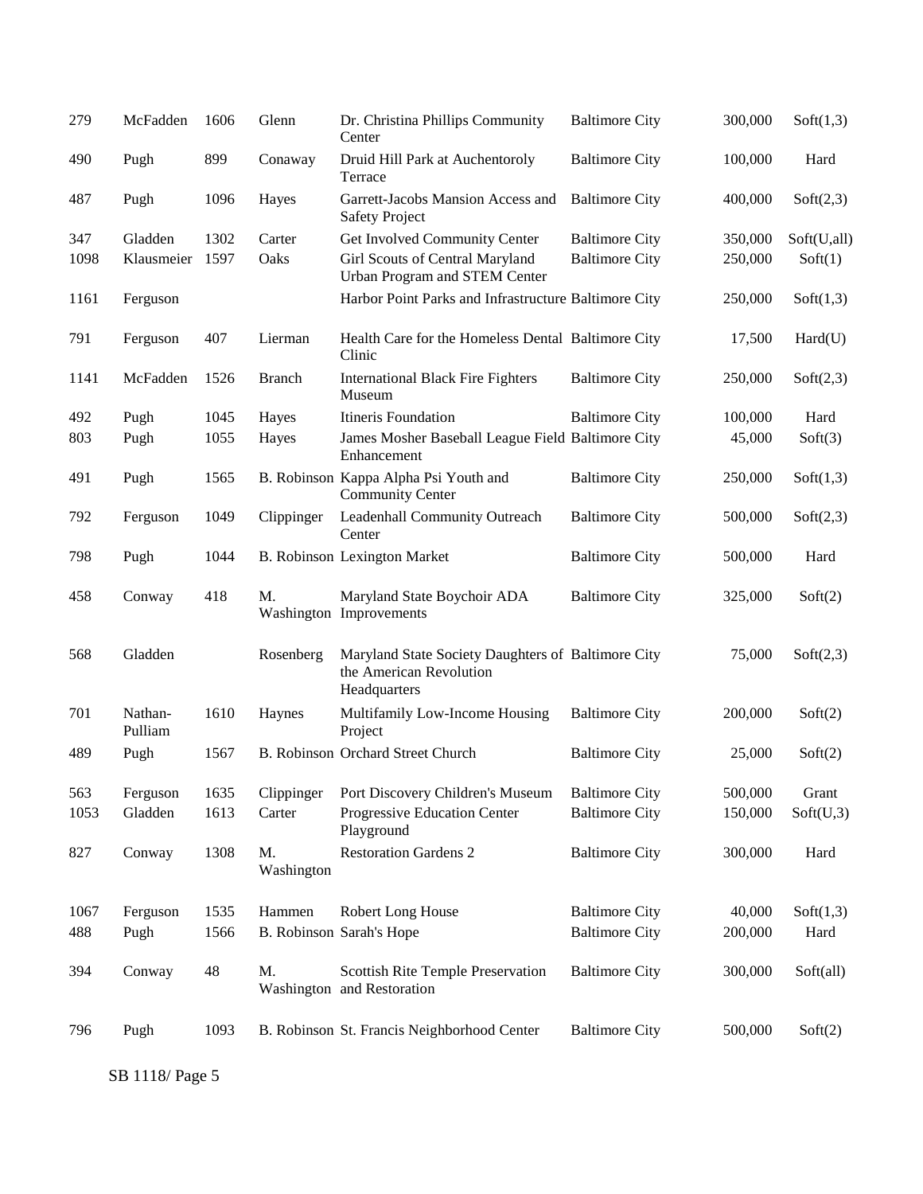| | | | | | | | |
|---|---|---|---|---|---|---|---|
| 279 | McFadden | 1606 | Glenn | Dr. Christina Phillips Community Center | Baltimore City | 300,000 | Soft(1,3) |
| 490 | Pugh | 899 | Conaway | Druid Hill Park at Auchentoroly Terrace | Baltimore City | 100,000 | Hard |
| 487 | Pugh | 1096 | Hayes | Garrett-Jacobs Mansion Access and Safety Project | Baltimore City | 400,000 | Soft(2,3) |
| 347 | Gladden | 1302 | Carter | Get Involved Community Center | Baltimore City | 350,000 | Soft(U,all) |
| 1098 | Klausmeier | 1597 | Oaks | Girl Scouts of Central Maryland Urban Program and STEM Center | Baltimore City | 250,000 | Soft(1) |
| 1161 | Ferguson | | | Harbor Point Parks and Infrastructure | Baltimore City | 250,000 | Soft(1,3) |
| 791 | Ferguson | 407 | Lierman | Health Care for the Homeless Dental Clinic | Baltimore City | 17,500 | Hard(U) |
| 1141 | McFadden | 1526 | Branch | International Black Fire Fighters Museum | Baltimore City | 250,000 | Soft(2,3) |
| 492 | Pugh | 1045 | Hayes | Itineris Foundation | Baltimore City | 100,000 | Hard |
| 803 | Pugh | 1055 | Hayes | James Mosher Baseball League Field Enhancement | Baltimore City | 45,000 | Soft(3) |
| 491 | Pugh | 1565 | B. Robinson | Kappa Alpha Psi Youth and Community Center | Baltimore City | 250,000 | Soft(1,3) |
| 792 | Ferguson | 1049 | Clippinger | Leadenhall Community Outreach Center | Baltimore City | 500,000 | Soft(2,3) |
| 798 | Pugh | 1044 | B. Robinson | Lexington Market | Baltimore City | 500,000 | Hard |
| 458 | Conway | 418 | M. Washington | Maryland State Boychoir ADA Improvements | Baltimore City | 325,000 | Soft(2) |
| 568 | Gladden | | Rosenberg | Maryland State Society Daughters of the American Revolution Headquarters | Baltimore City | 75,000 | Soft(2,3) |
| 701 | Nathan-Pulliam | 1610 | Haynes | Multifamily Low-Income Housing Project | Baltimore City | 200,000 | Soft(2) |
| 489 | Pugh | 1567 | B. Robinson | Orchard Street Church | Baltimore City | 25,000 | Soft(2) |
| 563 | Ferguson | 1635 | Clippinger | Port Discovery Children's Museum | Baltimore City | 500,000 | Grant |
| 1053 | Gladden | 1613 | Carter | Progressive Education Center Playground | Baltimore City | 150,000 | Soft(U,3) |
| 827 | Conway | 1308 | M. Washington | Restoration Gardens 2 | Baltimore City | 300,000 | Hard |
| 1067 | Ferguson | 1535 | Hammen | Robert Long House | Baltimore City | 40,000 | Soft(1,3) |
| 488 | Pugh | 1566 | B. Robinson | Sarah's Hope | Baltimore City | 200,000 | Hard |
| 394 | Conway | 48 | M. Washington | Scottish Rite Temple Preservation and Restoration | Baltimore City | 300,000 | Soft(all) |
| 796 | Pugh | 1093 | B. Robinson | St. Francis Neighborhood Center | Baltimore City | 500,000 | Soft(2) |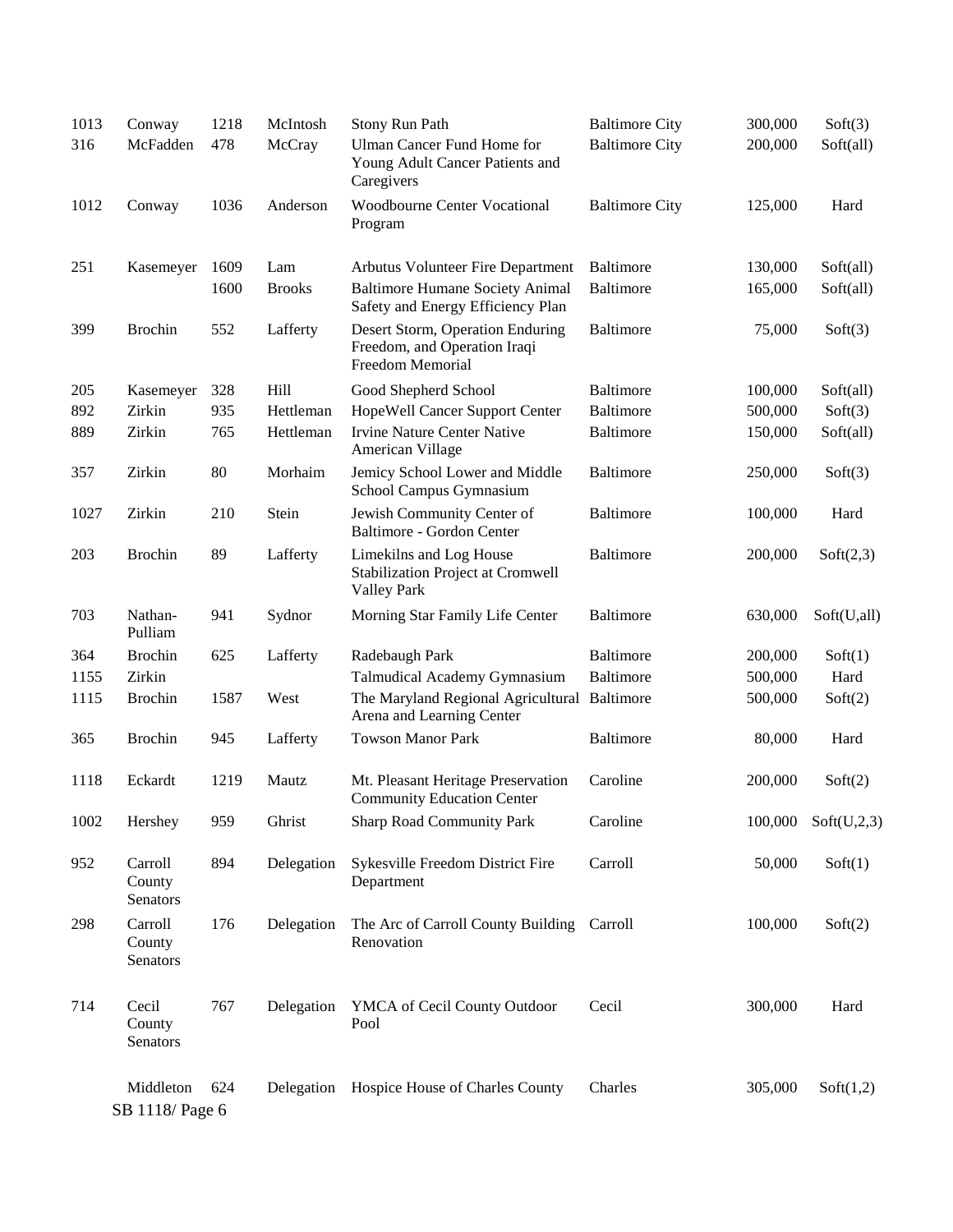| | | | | | | | |
|---|---|---|---|---|---|---|---|
| 1013 | Conway | 1218 | McIntosh | Stony Run Path | Baltimore City | 300,000 | Soft(3) |
| 316 | McFadden | 478 | McCray | Ulman Cancer Fund Home for Young Adult Cancer Patients and Caregivers | Baltimore City | 200,000 | Soft(all) |
| 1012 | Conway | 1036 | Anderson | Woodbourne Center Vocational Program | Baltimore City | 125,000 | Hard |
| 251 | Kasemeyer | 1609 | Lam | Arbutus Volunteer Fire Department | Baltimore | 130,000 | Soft(all) |
| | | 1600 | Brooks | Baltimore Humane Society Animal Safety and Energy Efficiency Plan | Baltimore | 165,000 | Soft(all) |
| 399 | Brochin | 552 | Lafferty | Desert Storm, Operation Enduring Freedom, and Operation Iraqi Freedom Memorial | Baltimore | 75,000 | Soft(3) |
| 205 | Kasemeyer | 328 | Hill | Good Shepherd School | Baltimore | 100,000 | Soft(all) |
| 892 | Zirkin | 935 | Hettleman | HopeWell Cancer Support Center | Baltimore | 500,000 | Soft(3) |
| 889 | Zirkin | 765 | Hettleman | Irvine Nature Center Native American Village | Baltimore | 150,000 | Soft(all) |
| 357 | Zirkin | 80 | Morhaim | Jemicy School Lower and Middle School Campus Gymnasium | Baltimore | 250,000 | Soft(3) |
| 1027 | Zirkin | 210 | Stein | Jewish Community Center of Baltimore - Gordon Center | Baltimore | 100,000 | Hard |
| 203 | Brochin | 89 | Lafferty | Limekilns and Log House Stabilization Project at Cromwell Valley Park | Baltimore | 200,000 | Soft(2,3) |
| 703 | Nathan-Pulliam | 941 | Sydnor | Morning Star Family Life Center | Baltimore | 630,000 | Soft(U,all) |
| 364 | Brochin | 625 | Lafferty | Radebaugh Park | Baltimore | 200,000 | Soft(1) |
| 1155 | Zirkin | | | Talmudical Academy Gymnasium | Baltimore | 500,000 | Hard |
| 1115 | Brochin | 1587 | West | The Maryland Regional Agricultural Arena and Learning Center | Baltimore | 500,000 | Soft(2) |
| 365 | Brochin | 945 | Lafferty | Towson Manor Park | Baltimore | 80,000 | Hard |
| 1118 | Eckardt | 1219 | Mautz | Mt. Pleasant Heritage Preservation Community Education Center | Caroline | 200,000 | Soft(2) |
| 1002 | Hershey | 959 | Ghrist | Sharp Road Community Park | Caroline | 100,000 | Soft(U,2,3) |
| 952 | Carroll County Senators | 894 | Delegation | Sykesville Freedom District Fire Department | Carroll | 50,000 | Soft(1) |
| 298 | Carroll County Senators | 176 | Delegation | The Arc of Carroll County Building Renovation | Carroll | 100,000 | Soft(2) |
| 714 | Cecil County Senators | 767 | Delegation | YMCA of Cecil County Outdoor Pool | Cecil | 300,000 | Hard |
| | Middleton | 624 | Delegation | Hospice House of Charles County | Charles | 305,000 | Soft(1,2) |

SB 1118/ Page 6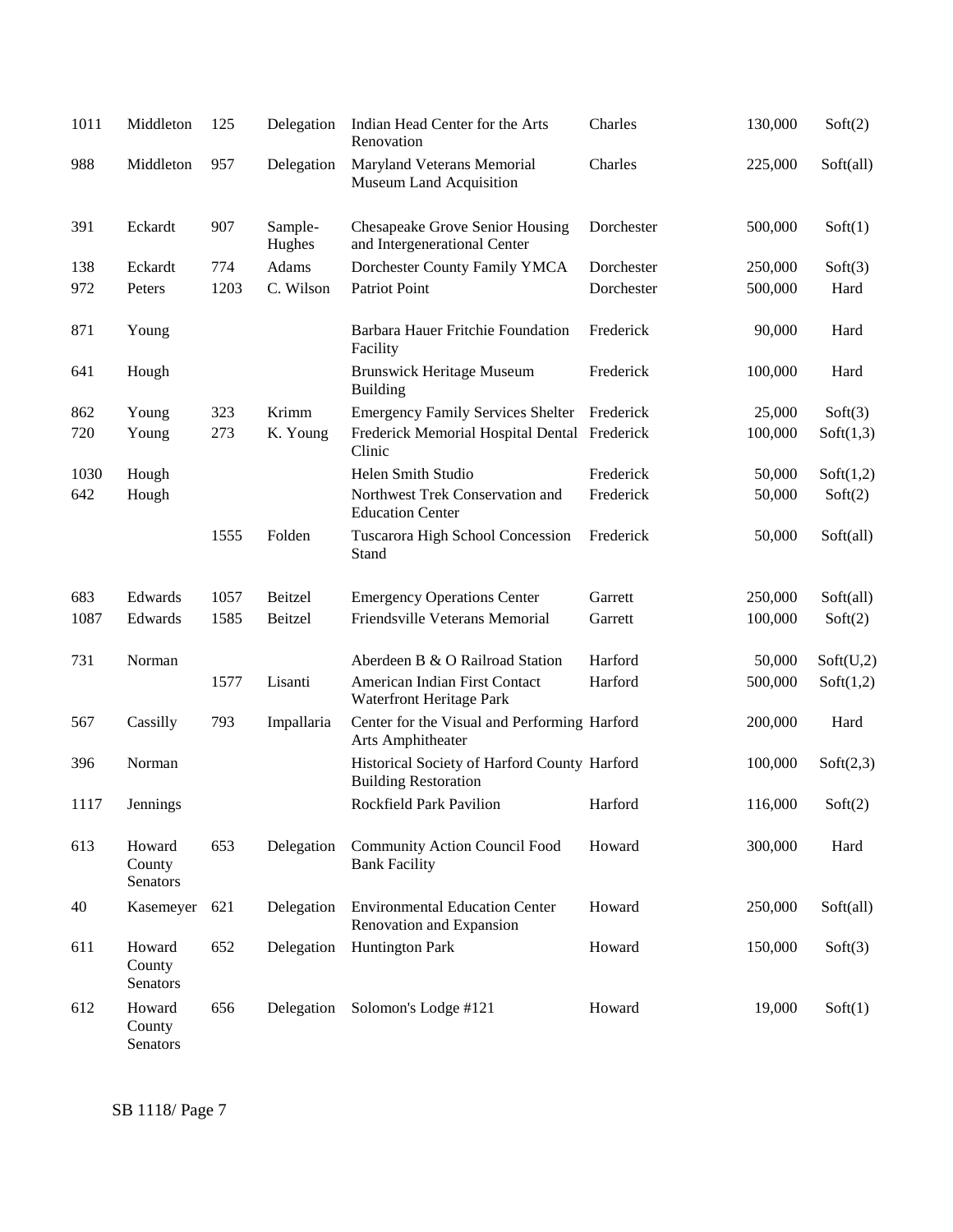| | | | | | | | |
|---|---|---|---|---|---|---|---|
| 1011 | Middleton | 125 | Delegation | Indian Head Center for the Arts Renovation | Charles | 130,000 | Soft(2) |
| 988 | Middleton | 957 | Delegation | Maryland Veterans Memorial Museum Land Acquisition | Charles | 225,000 | Soft(all) |
| 391 | Eckardt | 907 | Sample-Hughes | Chesapeake Grove Senior Housing and Intergenerational Center | Dorchester | 500,000 | Soft(1) |
| 138 | Eckardt | 774 | Adams | Dorchester County Family YMCA | Dorchester | 250,000 | Soft(3) |
| 972 | Peters | 1203 | C. Wilson | Patriot Point | Dorchester | 500,000 | Hard |
| 871 | Young | | | Barbara Hauer Fritchie Foundation Facility | Frederick | 90,000 | Hard |
| 641 | Hough | | | Brunswick Heritage Museum Building | Frederick | 100,000 | Hard |
| 862 | Young | 323 | Krimm | Emergency Family Services Shelter | Frederick | 25,000 | Soft(3) |
| 720 | Young | 273 | K. Young | Frederick Memorial Hospital Dental Clinic | Frederick | 100,000 | Soft(1,3) |
| 1030 | Hough | | | Helen Smith Studio | Frederick | 50,000 | Soft(1,2) |
| 642 | Hough | | | Northwest Trek Conservation and Education Center | Frederick | 50,000 | Soft(2) |
| | | 1555 | Folden | Tuscarora High School Concession Stand | Frederick | 50,000 | Soft(all) |
| 683 | Edwards | 1057 | Beitzel | Emergency Operations Center | Garrett | 250,000 | Soft(all) |
| 1087 | Edwards | 1585 | Beitzel | Friendsville Veterans Memorial | Garrett | 100,000 | Soft(2) |
| 731 | Norman | | | Aberdeen B & O Railroad Station | Harford | 50,000 | Soft(U,2) |
| | | 1577 | Lisanti | American Indian First Contact Waterfront Heritage Park | Harford | 500,000 | Soft(1,2) |
| 567 | Cassilly | 793 | Impallaria | Center for the Visual and Performing Arts Amphitheater | Harford | 200,000 | Hard |
| 396 | Norman | | | Historical Society of Harford County Building Restoration | Harford | 100,000 | Soft(2,3) |
| 1117 | Jennings | | | Rockfield Park Pavilion | Harford | 116,000 | Soft(2) |
| 613 | Howard County Senators | 653 | Delegation | Community Action Council Food Bank Facility | Howard | 300,000 | Hard |
| 40 | Kasemeyer | 621 | Delegation | Environmental Education Center Renovation and Expansion | Howard | 250,000 | Soft(all) |
| 611 | Howard County Senators | 652 | Delegation | Huntington Park | Howard | 150,000 | Soft(3) |
| 612 | Howard County Senators | 656 | Delegation | Solomon's Lodge #121 | Howard | 19,000 | Soft(1) |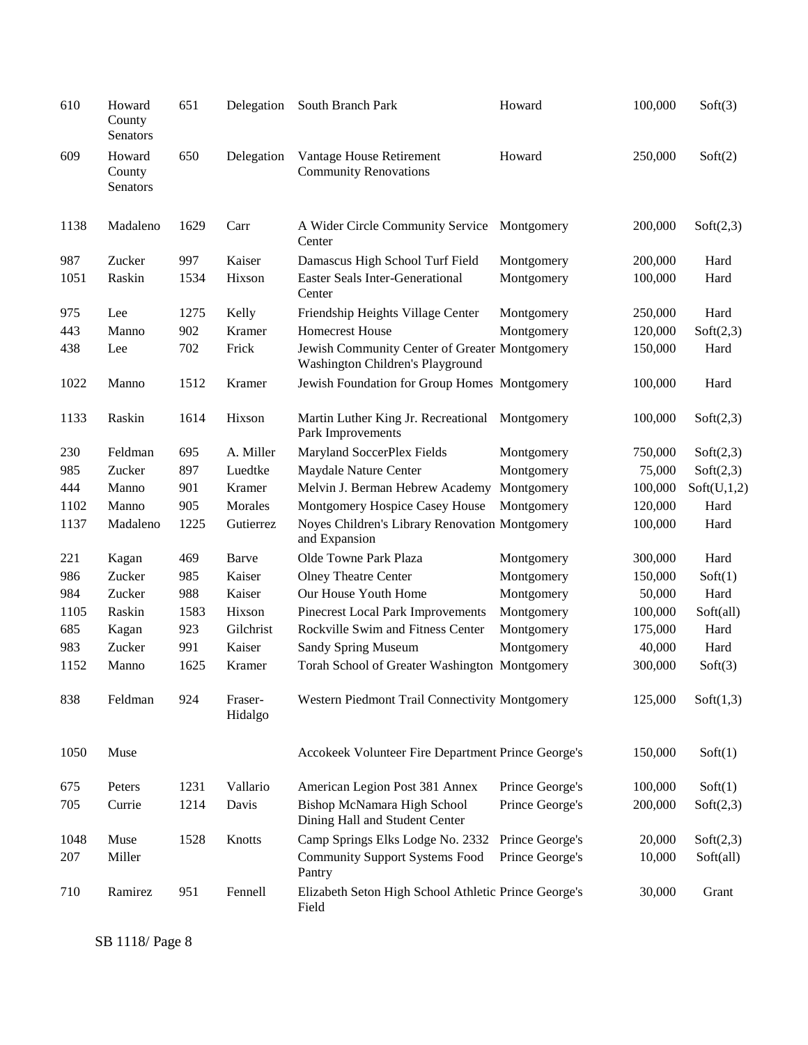| | | | | | | | |
|---|---|---|---|---|---|---|---|
| 610 | Howard County Senators | 651 | Delegation | South Branch Park | Howard | 100,000 | Soft(3) |
| 609 | Howard County Senators | 650 | Delegation | Vantage House Retirement Community Renovations | Howard | 250,000 | Soft(2) |
| 1138 | Madaleno | 1629 | Carr | A Wider Circle Community Service Center | Montgomery | 200,000 | Soft(2,3) |
| 987 | Zucker | 997 | Kaiser | Damascus High School Turf Field | Montgomery | 200,000 | Hard |
| 1051 | Raskin | 1534 | Hixson | Easter Seals Inter-Generational Center | Montgomery | 100,000 | Hard |
| 975 | Lee | 1275 | Kelly | Friendship Heights Village Center | Montgomery | 250,000 | Hard |
| 443 | Manno | 902 | Kramer | Homecrest House | Montgomery | 120,000 | Soft(2,3) |
| 438 | Lee | 702 | Frick | Jewish Community Center of Greater Washington Children's Playground | Montgomery | 150,000 | Hard |
| 1022 | Manno | 1512 | Kramer | Jewish Foundation for Group Homes | Montgomery | 100,000 | Hard |
| 1133 | Raskin | 1614 | Hixson | Martin Luther King Jr. Recreational Park Improvements | Montgomery | 100,000 | Soft(2,3) |
| 230 | Feldman | 695 | A. Miller | Maryland SoccerPlex Fields | Montgomery | 750,000 | Soft(2,3) |
| 985 | Zucker | 897 | Luedtke | Maydale Nature Center | Montgomery | 75,000 | Soft(2,3) |
| 444 | Manno | 901 | Kramer | Melvin J. Berman Hebrew Academy | Montgomery | 100,000 | Soft(U,1,2) |
| 1102 | Manno | 905 | Morales | Montgomery Hospice Casey House | Montgomery | 120,000 | Hard |
| 1137 | Madaleno | 1225 | Gutierrez | Noyes Children's Library Renovation and Expansion | Montgomery | 100,000 | Hard |
| 221 | Kagan | 469 | Barve | Olde Towne Park Plaza | Montgomery | 300,000 | Hard |
| 986 | Zucker | 985 | Kaiser | Olney Theatre Center | Montgomery | 150,000 | Soft(1) |
| 984 | Zucker | 988 | Kaiser | Our House Youth Home | Montgomery | 50,000 | Hard |
| 1105 | Raskin | 1583 | Hixson | Pinecrest Local Park Improvements | Montgomery | 100,000 | Soft(all) |
| 685 | Kagan | 923 | Gilchrist | Rockville Swim and Fitness Center | Montgomery | 175,000 | Hard |
| 983 | Zucker | 991 | Kaiser | Sandy Spring Museum | Montgomery | 40,000 | Hard |
| 1152 | Manno | 1625 | Kramer | Torah School of Greater Washington | Montgomery | 300,000 | Soft(3) |
| 838 | Feldman | 924 | Fraser-Hidalgo | Western Piedmont Trail Connectivity | Montgomery | 125,000 | Soft(1,3) |
| 1050 | Muse | | | Accokeek Volunteer Fire Department | Prince George's | 150,000 | Soft(1) |
| 675 | Peters | 1231 | Vallario | American Legion Post 381 Annex | Prince George's | 100,000 | Soft(1) |
| 705 | Currie | 1214 | Davis | Bishop McNamara High School Dining Hall and Student Center | Prince George's | 200,000 | Soft(2,3) |
| 1048 | Muse | 1528 | Knotts | Camp Springs Elks Lodge No. 2332 | Prince George's | 20,000 | Soft(2,3) |
| 207 | Miller | | | Community Support Systems Food Pantry | Prince George's | 10,000 | Soft(all) |
| 710 | Ramirez | 951 | Fennell | Elizabeth Seton High School Athletic Field | Prince George's | 30,000 | Grant |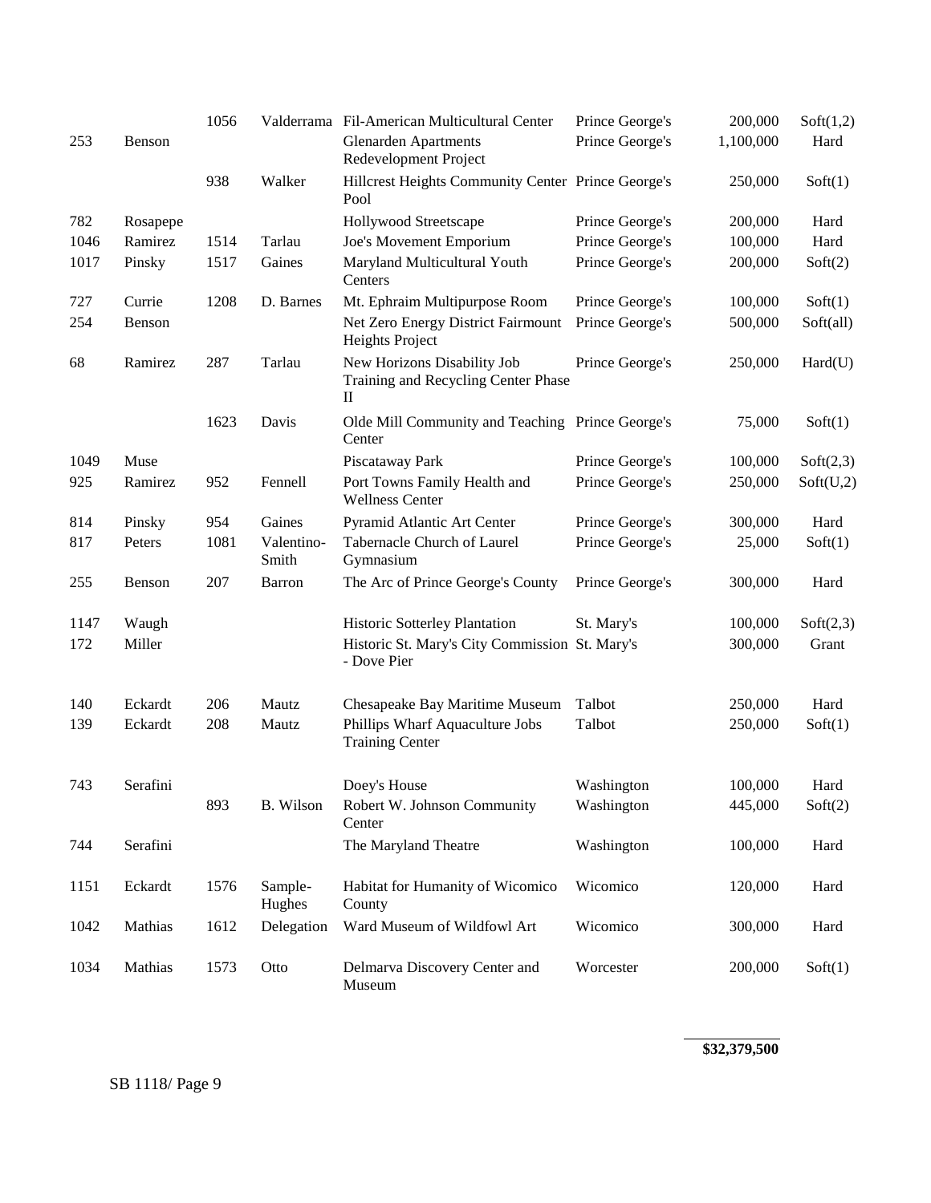| | | | | | | | |
|---|---|---|---|---|---|---|---|
| | | 1056 | Valderrama | Fil-American Multicultural Center | Prince George's | 200,000 | Soft(1,2) |
| 253 | Benson | | | Glenarden Apartments Redevelopment Project | Prince George's | 1,100,000 | Hard |
| | | 938 | Walker | Hillcrest Heights Community Center Pool | Prince George's | 250,000 | Soft(1) |
| 782 | Rosapepe | | | Hollywood Streetscape | Prince George's | 200,000 | Hard |
| 1046 | Ramirez | 1514 | Tarlau | Joe's Movement Emporium | Prince George's | 100,000 | Hard |
| 1017 | Pinsky | 1517 | Gaines | Maryland Multicultural Youth Centers | Prince George's | 200,000 | Soft(2) |
| 727 | Currie | 1208 | D. Barnes | Mt. Ephraim Multipurpose Room | Prince George's | 100,000 | Soft(1) |
| 254 | Benson | | | Net Zero Energy District Fairmount Heights Project | Prince George's | 500,000 | Soft(all) |
| 68 | Ramirez | 287 | Tarlau | New Horizons Disability Job Training and Recycling Center Phase II | Prince George's | 250,000 | Hard(U) |
| | | 1623 | Davis | Olde Mill Community and Teaching Center | Prince George's | 75,000 | Soft(1) |
| 1049 | Muse | | | Piscataway Park | Prince George's | 100,000 | Soft(2,3) |
| 925 | Ramirez | 952 | Fennell | Port Towns Family Health and Wellness Center | Prince George's | 250,000 | Soft(U,2) |
| 814 | Pinsky | 954 | Gaines | Pyramid Atlantic Art Center | Prince George's | 300,000 | Hard |
| 817 | Peters | 1081 | Valentino-Smith | Tabernacle Church of Laurel Gymnasium | Prince George's | 25,000 | Soft(1) |
| 255 | Benson | 207 | Barron | The Arc of Prince George's County | Prince George's | 300,000 | Hard |
| 1147 | Waugh | | | Historic Sotterley Plantation | St. Mary's | 100,000 | Soft(2,3) |
| 172 | Miller | | | Historic St. Mary's City Commission - Dove Pier | St. Mary's | 300,000 | Grant |
| 140 | Eckardt | 206 | Mautz | Chesapeake Bay Maritime Museum | Talbot | 250,000 | Hard |
| 139 | Eckardt | 208 | Mautz | Phillips Wharf Aquaculture Jobs Training Center | Talbot | 250,000 | Soft(1) |
| 743 | Serafini | | | Doey's House | Washington | 100,000 | Hard |
| | | 893 | B. Wilson | Robert W. Johnson Community Center | Washington | 445,000 | Soft(2) |
| 744 | Serafini | | | The Maryland Theatre | Washington | 100,000 | Hard |
| 1151 | Eckardt | 1576 | Sample-Hughes | Habitat for Humanity of Wicomico County | Wicomico | 120,000 | Hard |
| 1042 | Mathias | 1612 | Delegation | Ward Museum of Wildfowl Art | Wicomico | 300,000 | Hard |
| 1034 | Mathias | 1573 | Otto | Delmarva Discovery Center and Museum | Worcester | 200,000 | Soft(1) |
| | | | | | | **$32,379,500** | |

SB 1118/ Page 9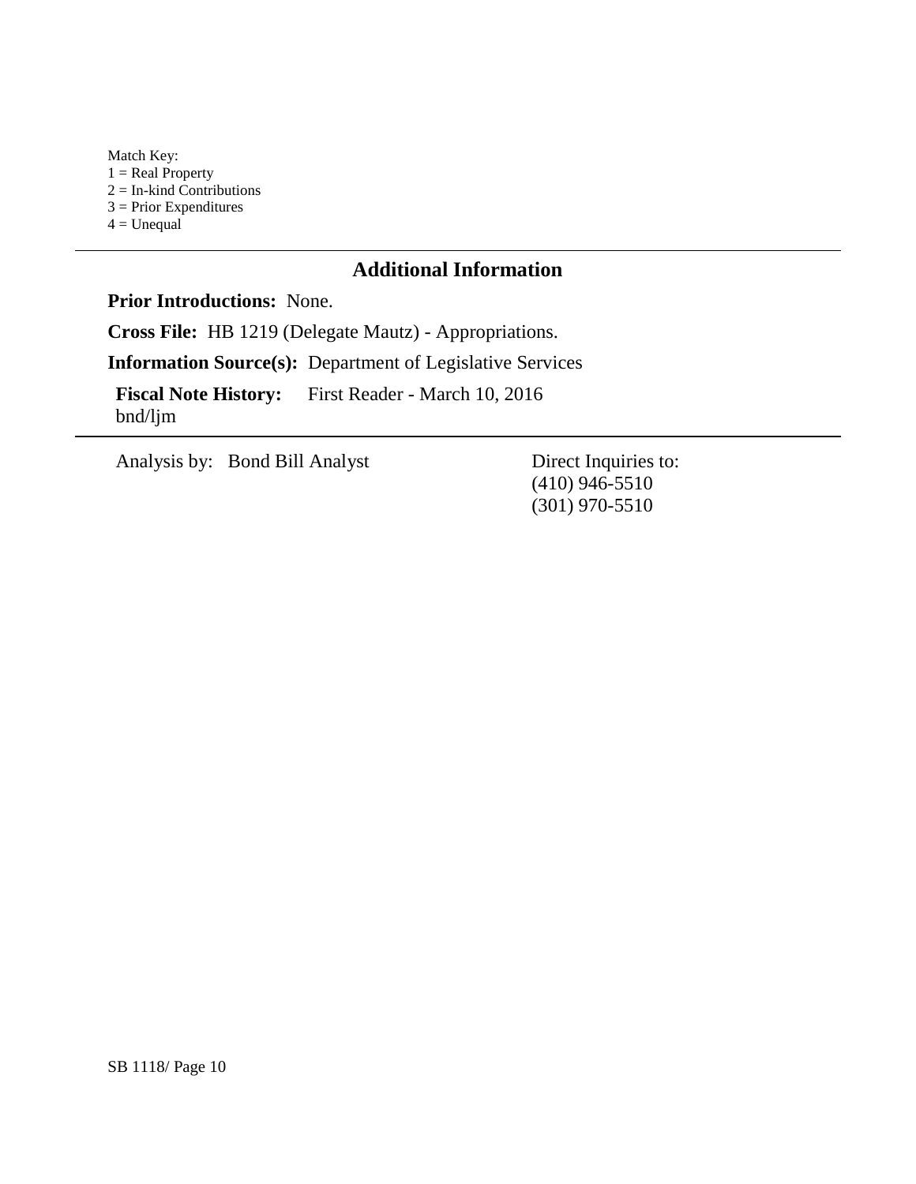Match Key:
1 = Real Property
2 = In-kind Contributions
3 = Prior Expenditures
4 = Unequal

## Additional Information

**Prior Introductions:** None.

**Cross File:** HB 1219 (Delegate Mautz) - Appropriations.

**Information Source(s):** Department of Legislative Services

**Fiscal Note History:** First Reader - March 10, 2016
bnd/ljm

Analysis by: Bond Bill Analyst

Direct Inquiries to:
(410) 946-5510
(301) 970-5510